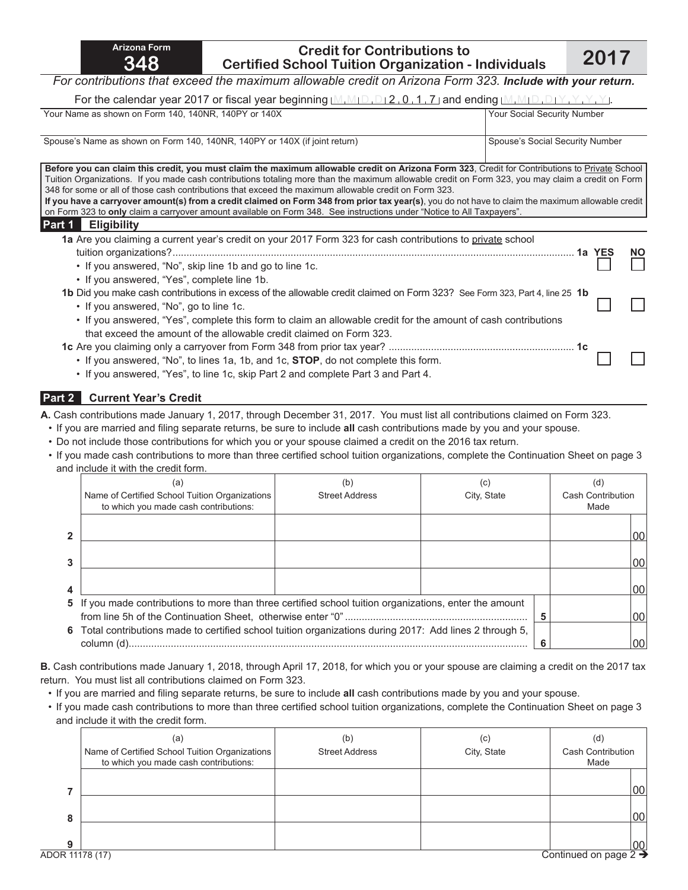# Arizona Form 348

## Credit for Contributions to Certified School Tuition Organization - Individuals

**2017**

*For contributions that exceed the maximum allowable credit on Arizona Form 323.* ***Include with your return.***

For the calendar year 2017 or fiscal year beginning M M D D 2 0 1 7 and ending M M D D Y Y Y Y.

| Your Name as shown on Form 140, 140NR, 140PY or 140X | Your Social Security Number |
|---|---|
| | |
| **Spouse's Name as shown on Form 140, 140NR, 140PY or 140X (if joint return)** | **Spouse's Social Security Number** |
| | |

**Before you can claim this credit, you must claim the maximum allowable credit on Arizona Form 323**, Credit for Contributions to Private School Tuition Organizations. If you made cash contributions totaling more than the maximum allowable credit on Form 323, you may claim a credit on Form 348 for some or all of those cash contributions that exceed the maximum allowable credit on Form 323.
**If you have a carryover amount(s) from a credit claimed on Form 348 from prior tax year(s)**, you do not have to claim the maximum allowable credit on Form 323 to **only** claim a carryover amount available on Form 348. See instructions under "Notice to All Taxpayers".

## Part 1 Eligibility

**1a** Are you claiming a current year's credit on your 2017 Form 323 for cash contributions to private school tuition organizations? .......... **1a** YES ☐ NO ☐
- If you answered, "No", skip line 1b and go to line 1c.
- If you answered, "Yes", complete line 1b.

**1b** Did you make cash contributions in excess of the allowable credit claimed on Form 323? See Form 323, Part 4, line 25 **1b** YES ☐ NO ☐
- If you answered, "No", go to line 1c.
- If you answered, "Yes", complete this form to claim an allowable credit for the amount of cash contributions that exceed the amount of the allowable credit claimed on Form 323.

**1c** Are you claiming only a carryover from Form 348 from prior tax year? .......... **1c** YES ☐ NO ☐
- If you answered, "No", to lines 1a, 1b, and 1c, **STOP**, do not complete this form.
- If you answered, "Yes", to line 1c, skip Part 2 and complete Part 3 and Part 4.

## Part 2 Current Year's Credit

**A.** Cash contributions made January 1, 2017, through December 31, 2017. You must list all contributions claimed on Form 323.
- If you are married and filing separate returns, be sure to include **all** cash contributions made by you and your spouse.
- Do not include those contributions for which you or your spouse claimed a credit on the 2016 tax return.
- If you made cash contributions to more than three certified school tuition organizations, complete the Continuation Sheet on page 3 and include it with the credit form.

| | (a) Name of Certified School Tuition Organizations to which you made cash contributions: | (b) Street Address | (c) City, State | (d) Cash Contribution Made |
|---|---|---|---|---|
| 2 | | | | 00 |
| 3 | | | | 00 |
| 4 | | | | 00 |

**5** If you made contributions to more than three certified school tuition organizations, enter the amount from line 5h of the Continuation Sheet, otherwise enter "0" .......... **5** 00

**6** Total contributions made to certified school tuition organizations during 2017: Add lines 2 through 5, column (d).......... **6** 00

**B.** Cash contributions made January 1, 2018, through April 17, 2018, for which you or your spouse are claiming a credit on the 2017 tax return. You must list all contributions claimed on Form 323.
- If you are married and filing separate returns, be sure to include **all** cash contributions made by you and your spouse.
- If you made cash contributions to more than three certified school tuition organizations, complete the Continuation Sheet on page 3 and include it with the credit form.

| | (a) Name of Certified School Tuition Organizations to which you made cash contributions: | (b) Street Address | (c) City, State | (d) Cash Contribution Made |
|---|---|---|---|---|
| 7 | | | | 00 |
| 8 | | | | 00 |
| 9 | | | | 00 |

ADOR 11178 (17)

Continued on page 2 ➔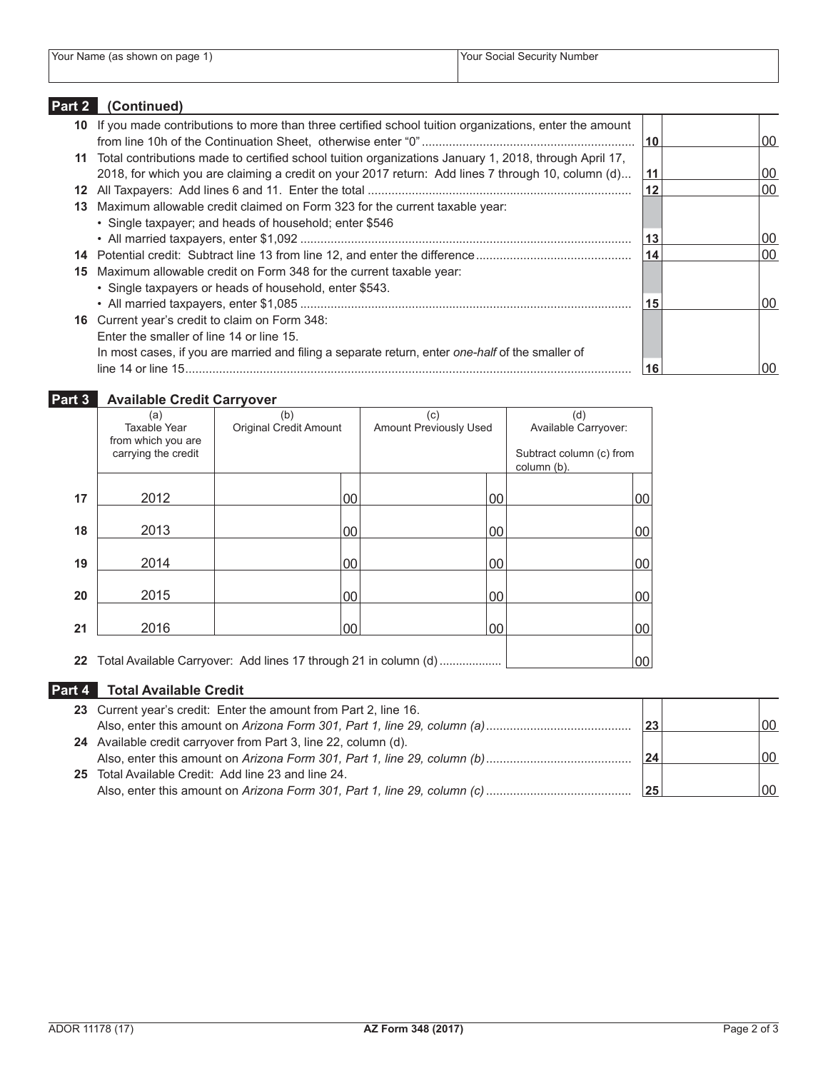| Your Name (as shown on page 1) | Your Social Security Number |
|---|---|
| | |

## Part 2 (Continued)

| | | | |
|---|---|---|---|
| 10 | If you made contributions to more than three certified school tuition organizations, enter the amount from line 10h of the Continuation Sheet, otherwise enter "0" | 10 | 00 |
| 11 | Total contributions made to certified school tuition organizations January 1, 2018, through April 17, 2018, for which you are claiming a credit on your 2017 return: Add lines 7 through 10, column (d) | 11 | 00 |
| 12 | All Taxpayers: Add lines 6 and 11. Enter the total | 12 | 00 |
| 13 | Maximum allowable credit claimed on Form 323 for the current taxable year:<br>• Single taxpayer; and heads of household; enter $546<br>• All married taxpayers, enter $1,092 | 13 | 00 |
| 14 | Potential credit: Subtract line 13 from line 12, and enter the difference | 14 | 00 |
| 15 | Maximum allowable credit on Form 348 for the current taxable year:<br>• Single taxpayers or heads of household, enter $543.<br>• All married taxpayers, enter $1,085 | 15 | 00 |
| 16 | Current year's credit to claim on Form 348:<br>Enter the smaller of line 14 or line 15.<br>In most cases, if you are married and filing a separate return, enter *one-half* of the smaller of line 14 or line 15 | 16 | 00 |

## Part 3 Available Credit Carryover

| | (a) Taxable Year from which you are carrying the credit | (b) Original Credit Amount | (c) Amount Previously Used | (d) Available Carryover: Subtract column (c) from column (b). |
|---|---|---|---|---|
| 17 | 2012 | 00 | 00 | 00 |
| 18 | 2013 | 00 | 00 | 00 |
| 19 | 2014 | 00 | 00 | 00 |
| 20 | 2015 | 00 | 00 | 00 |
| 21 | 2016 | 00 | 00 | 00 |
| 22 | Total Available Carryover: Add lines 17 through 21 in column (d) | | | 00 |

## Part 4 Total Available Credit

| | | | |
|---|---|---|---|
| 23 | Current year's credit: Enter the amount from Part 2, line 16.<br>Also, enter this amount on *Arizona Form 301, Part 1, line 29, column (a)* | 23 | 00 |
| 24 | Available credit carryover from Part 3, line 22, column (d).<br>Also, enter this amount on *Arizona Form 301, Part 1, line 29, column (b)* | 24 | 00 |
| 25 | Total Available Credit: Add line 23 and line 24.<br>Also, enter this amount on *Arizona Form 301, Part 1, line 29, column (c)* | 25 | 00 |

ADOR 11178 (17) **AZ Form 348 (2017)**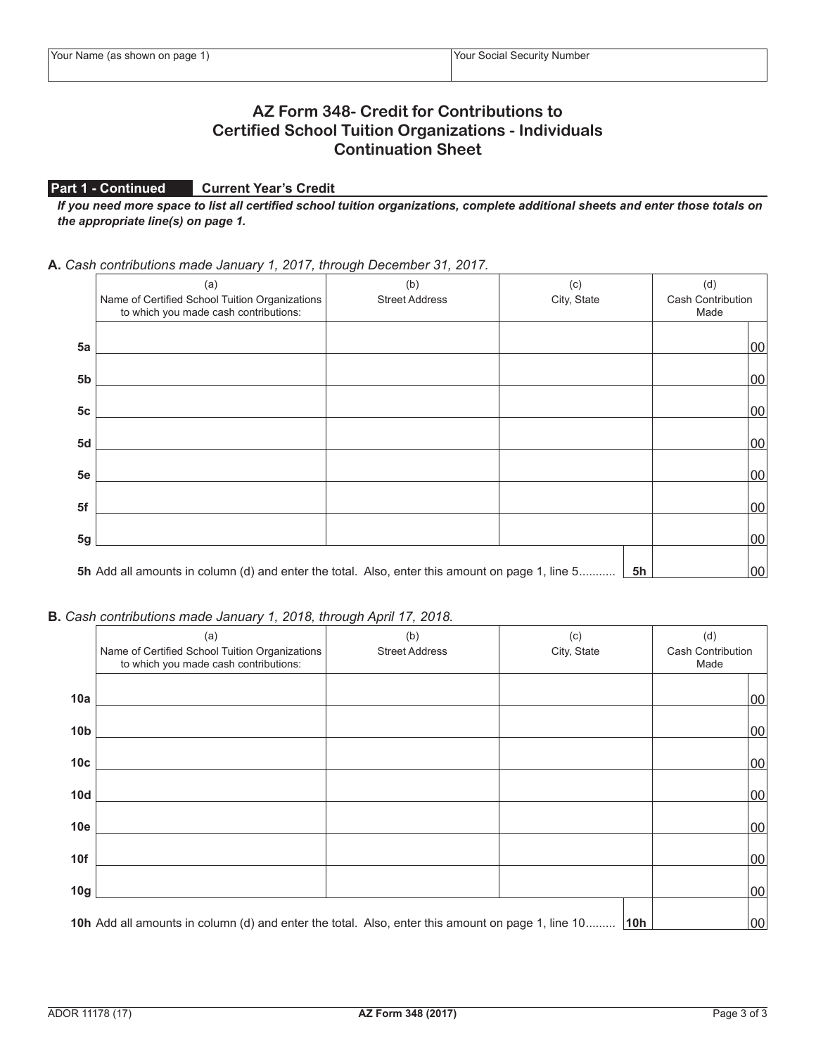| Your Name (as shown on page 1) | Your Social Security Number |
|---|---|
| | |

# AZ Form 348- Credit for Contributions to Certified School Tuition Organizations - Individuals Continuation Sheet

## Part 1 - Continued Current Year's Credit

***If you need more space to list all certified school tuition organizations, complete additional sheets and enter those totals on the appropriate line(s) on page 1.***

**A.** *Cash contributions made January 1, 2017, through December 31, 2017.*

| | (a) Name of Certified School Tuition Organizations to which you made cash contributions: | (b) Street Address | (c) City, State | (d) Cash Contribution Made |
|---|---|---|---|---|
| **5a** | | | | 00 |
| **5b** | | | | 00 |
| **5c** | | | | 00 |
| **5d** | | | | 00 |
| **5e** | | | | 00 |
| **5f** | | | | 00 |
| **5g** | | | | 00 |

**5h** Add all amounts in column (d) and enter the total. Also, enter this amount on page 1, line 5........... **5h** | 00

**B.** *Cash contributions made January 1, 2018, through April 17, 2018.*

| | (a) Name of Certified School Tuition Organizations to which you made cash contributions: | (b) Street Address | (c) City, State | (d) Cash Contribution Made |
|---|---|---|---|---|
| **10a** | | | | 00 |
| **10b** | | | | 00 |
| **10c** | | | | 00 |
| **10d** | | | | 00 |
| **10e** | | | | 00 |
| **10f** | | | | 00 |
| **10g** | | | | 00 |

**10h** Add all amounts in column (d) and enter the total. Also, enter this amount on page 1, line 10......... **10h** | 00

ADOR 11178 (17) **AZ Form 348 (2017)**